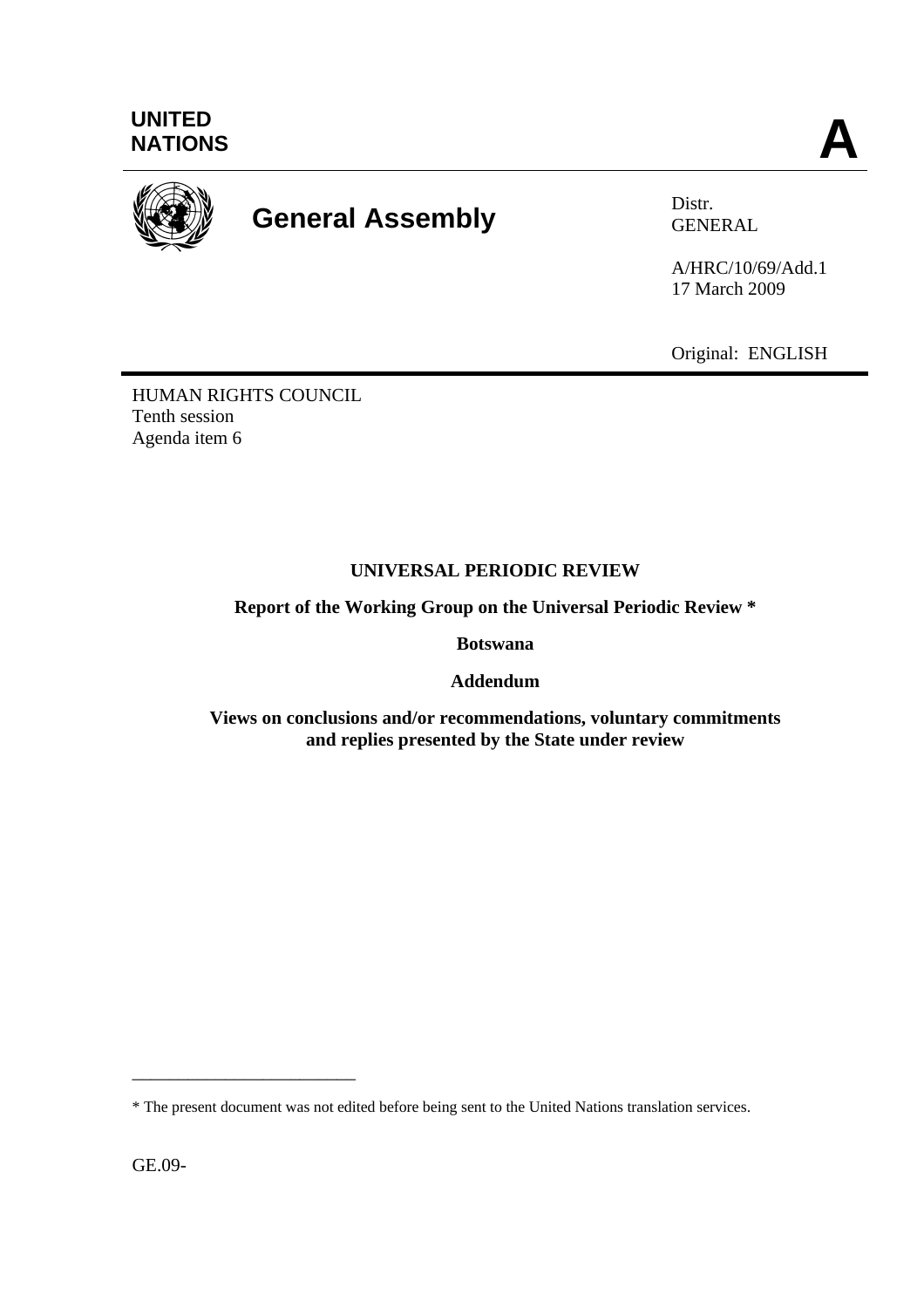UNITED NATIONS

**A**

# General Assembly

Distr.
GENERAL

A/HRC/10/69/Add.1
17 March 2009

Original: ENGLISH

HUMAN RIGHTS COUNCIL
Tenth session
Agenda item 6

**UNIVERSAL PERIODIC REVIEW**

**Report of the Working Group on the Universal Periodic Review ***

**Botswana**

**Addendum**

**Views on conclusions and/or recommendations, voluntary commitments and replies presented by the State under review**

* The present document was not edited before being sent to the United Nations translation services.

GE.09-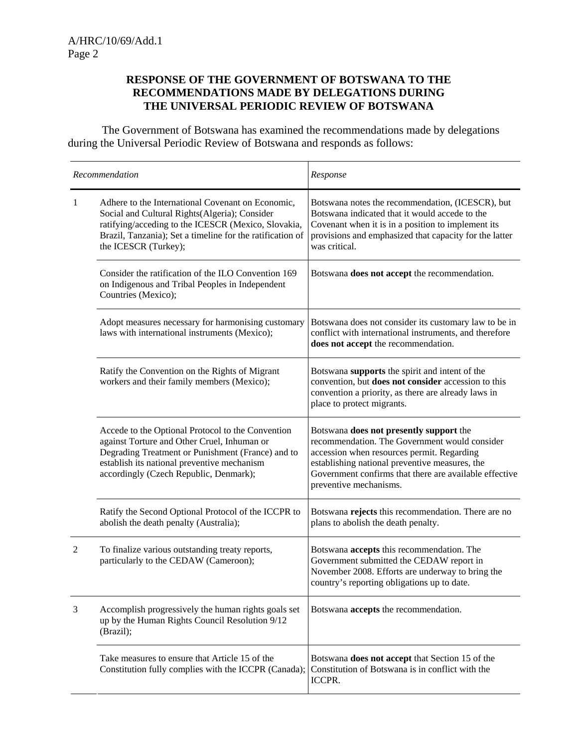## RESPONSE OF THE GOVERNMENT OF BOTSWANA TO THE RECOMMENDATIONS MADE BY DELEGATIONS DURING THE UNIVERSAL PERIODIC REVIEW OF BOTSWANA

The Government of Botswana has examined the recommendations made by delegations during the Universal Periodic Review of Botswana and responds as follows:

| | *Recommendation* | *Response* |
|---|---|---|
| 1 | Adhere to the International Covenant on Economic, Social and Cultural Rights(Algeria); Consider ratifying/acceding to the ICESCR (Mexico, Slovakia, Brazil, Tanzania); Set a timeline for the ratification of the ICESCR (Turkey); | Botswana notes the recommendation, (ICESCR), but Botswana indicated that it would accede to the Covenant when it is in a position to implement its provisions and emphasized that capacity for the latter was critical. |
| | Consider the ratification of the ILO Convention 169 on Indigenous and Tribal Peoples in Independent Countries (Mexico); | Botswana **does not accept** the recommendation. |
| | Adopt measures necessary for harmonising customary laws with international instruments (Mexico); | Botswana does not consider its customary law to be in conflict with international instruments, and therefore **does not accept** the recommendation. |
| | Ratify the Convention on the Rights of Migrant workers and their family members (Mexico); | Botswana **supports** the spirit and intent of the convention, but **does not consider** accession to this convention a priority, as there are already laws in place to protect migrants. |
| | Accede to the Optional Protocol to the Convention against Torture and Other Cruel, Inhuman or Degrading Treatment or Punishment (France) and to establish its national preventive mechanism accordingly (Czech Republic, Denmark); | Botswana **does not presently support** the recommendation. The Government would consider accession when resources permit. Regarding establishing national preventive measures, the Government confirms that there are available effective preventive mechanisms. |
| | Ratify the Second Optional Protocol of the ICCPR to abolish the death penalty (Australia); | Botswana **rejects** this recommendation. There are no plans to abolish the death penalty. |
| 2 | To finalize various outstanding treaty reports, particularly to the CEDAW (Cameroon); | Botswana **accepts** this recommendation. The Government submitted the CEDAW report in November 2008. Efforts are underway to bring the country's reporting obligations up to date. |
| 3 | Accomplish progressively the human rights goals set up by the Human Rights Council Resolution 9/12 (Brazil); | Botswana **accepts** the recommendation. |
| | Take measures to ensure that Article 15 of the Constitution fully complies with the ICCPR (Canada); | Botswana **does not accept** that Section 15 of the Constitution of Botswana is in conflict with the ICCPR. |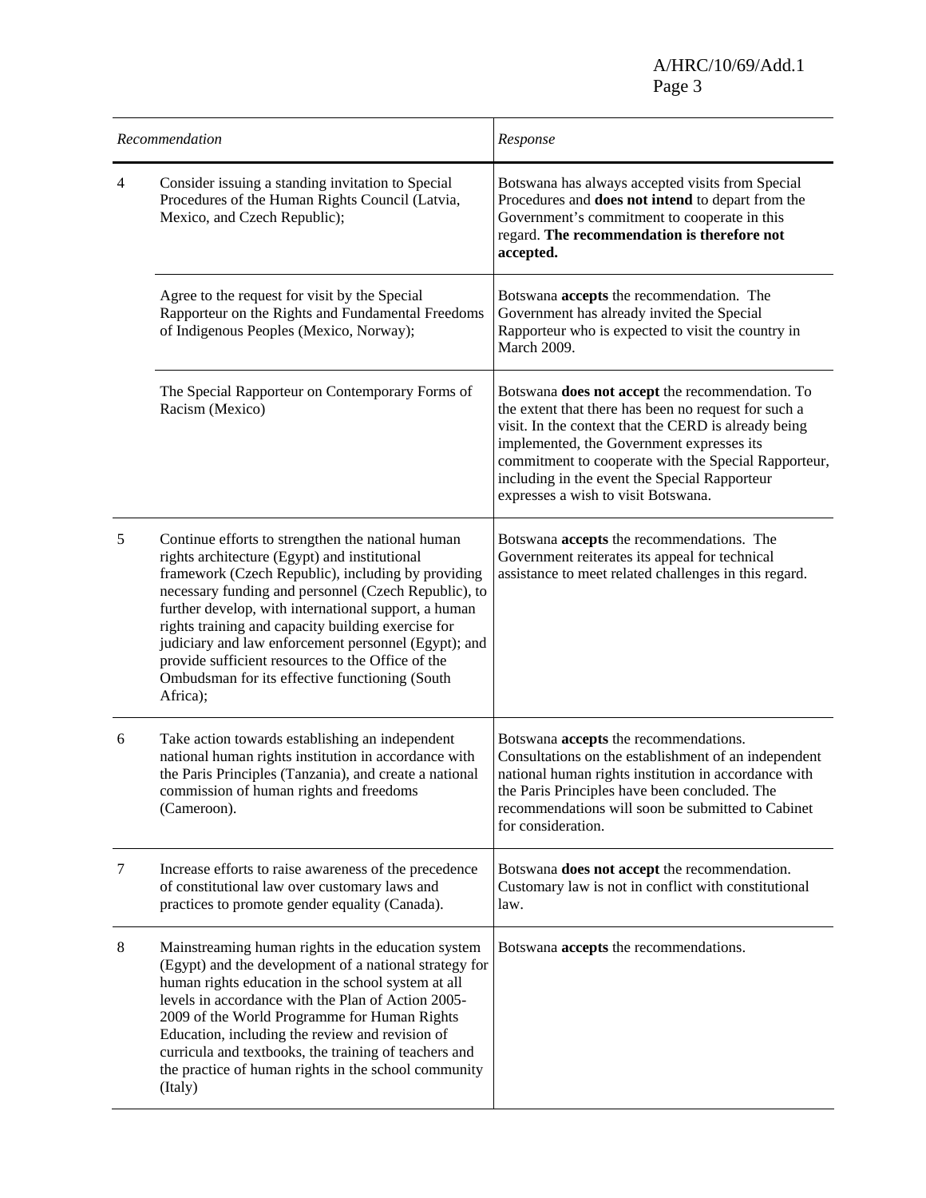| | Recommendation | Response |
|---|---|---|
| 4 | Consider issuing a standing invitation to Special Procedures of the Human Rights Council (Latvia, Mexico, and Czech Republic); | Botswana has always accepted visits from Special Procedures and **does not intend** to depart from the Government's commitment to cooperate in this regard. **The recommendation is therefore not accepted.** |
| | Agree to the request for visit by the Special Rapporteur on the Rights and Fundamental Freedoms of Indigenous Peoples (Mexico, Norway); | Botswana **accepts** the recommendation. The Government has already invited the Special Rapporteur who is expected to visit the country in March 2009. |
| | The Special Rapporteur on Contemporary Forms of Racism (Mexico) | Botswana **does not accept** the recommendation. To the extent that there has been no request for such a visit. In the context that the CERD is already being implemented, the Government expresses its commitment to cooperate with the Special Rapporteur, including in the event the Special Rapporteur expresses a wish to visit Botswana. |
| 5 | Continue efforts to strengthen the national human rights architecture (Egypt) and institutional framework (Czech Republic), including by providing necessary funding and personnel (Czech Republic), to further develop, with international support, a human rights training and capacity building exercise for judiciary and law enforcement personnel (Egypt); and provide sufficient resources to the Office of the Ombudsman for its effective functioning (South Africa); | Botswana **accepts** the recommendations. The Government reiterates its appeal for technical assistance to meet related challenges in this regard. |
| 6 | Take action towards establishing an independent national human rights institution in accordance with the Paris Principles (Tanzania), and create a national commission of human rights and freedoms (Cameroon). | Botswana **accepts** the recommendations. Consultations on the establishment of an independent national human rights institution in accordance with the Paris Principles have been concluded. The recommendations will soon be submitted to Cabinet for consideration. |
| 7 | Increase efforts to raise awareness of the precedence of constitutional law over customary laws and practices to promote gender equality (Canada). | Botswana **does not accept** the recommendation. Customary law is not in conflict with constitutional law. |
| 8 | Mainstreaming human rights in the education system (Egypt) and the development of a national strategy for human rights education in the school system at all levels in accordance with the Plan of Action 2005-2009 of the World Programme for Human Rights Education, including the review and revision of curricula and textbooks, the training of teachers and the practice of human rights in the school community (Italy) | Botswana **accepts** the recommendations. |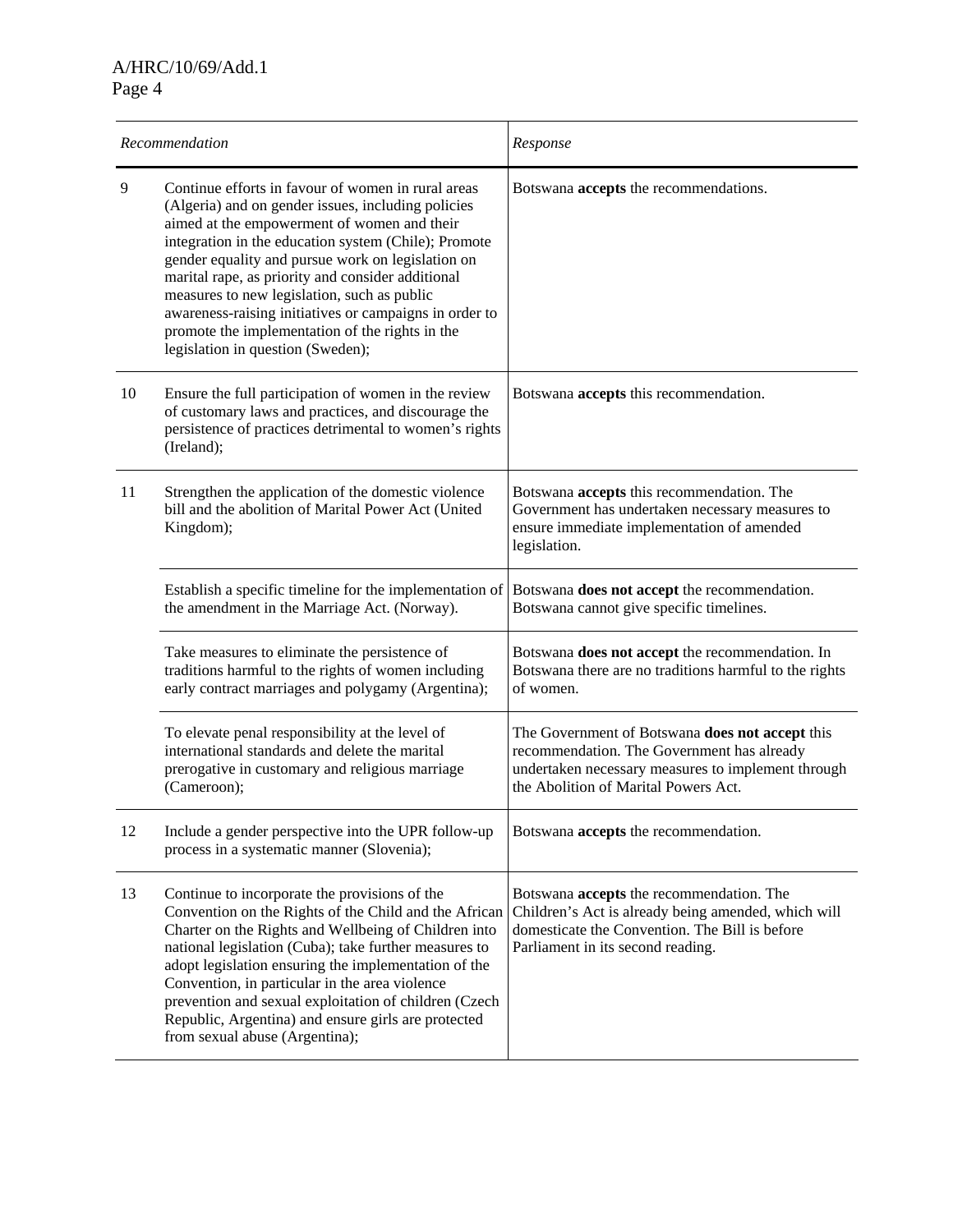| | *Recommendation* | *Response* |
|---|---|---|
| 9 | Continue efforts in favour of women in rural areas (Algeria) and on gender issues, including policies aimed at the empowerment of women and their integration in the education system (Chile); Promote gender equality and pursue work on legislation on marital rape, as priority and consider additional measures to new legislation, such as public awareness-raising initiatives or campaigns in order to promote the implementation of the rights in the legislation in question (Sweden); | Botswana **accepts** the recommendations. |
| 10 | Ensure the full participation of women in the review of customary laws and practices, and discourage the persistence of practices detrimental to women's rights (Ireland); | Botswana **accepts** this recommendation. |
| 11 | Strengthen the application of the domestic violence bill and the abolition of Marital Power Act (United Kingdom); | Botswana **accepts** this recommendation. The Government has undertaken necessary measures to ensure immediate implementation of amended legislation. |
| | Establish a specific timeline for the implementation of the amendment in the Marriage Act. (Norway). | Botswana **does not accept** the recommendation. Botswana cannot give specific timelines. |
| | Take measures to eliminate the persistence of traditions harmful to the rights of women including early contract marriages and polygamy (Argentina); | Botswana **does not accept** the recommendation. In Botswana there are no traditions harmful to the rights of women. |
| | To elevate penal responsibility at the level of international standards and delete the marital prerogative in customary and religious marriage (Cameroon); | The Government of Botswana **does not accept** this recommendation. The Government has already undertaken necessary measures to implement through the Abolition of Marital Powers Act. |
| 12 | Include a gender perspective into the UPR follow-up process in a systematic manner (Slovenia); | Botswana **accepts** the recommendation. |
| 13 | Continue to incorporate the provisions of the Convention on the Rights of the Child and the African Charter on the Rights and Wellbeing of Children into national legislation (Cuba); take further measures to adopt legislation ensuring the implementation of the Convention, in particular in the area violence prevention and sexual exploitation of children (Czech Republic, Argentina) and ensure girls are protected from sexual abuse (Argentina); | Botswana **accepts** the recommendation. The Children's Act is already being amended, which will domesticate the Convention. The Bill is before Parliament in its second reading. |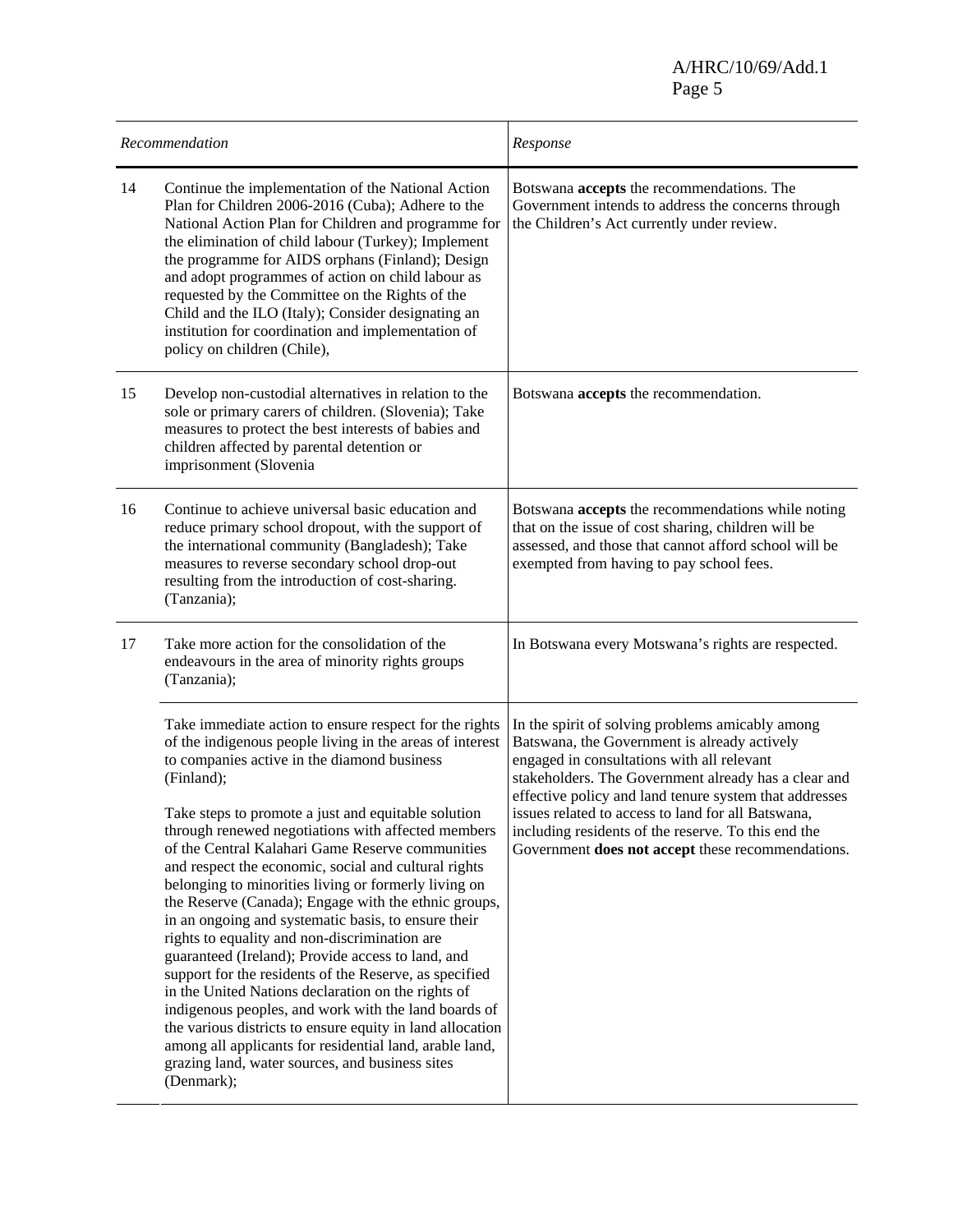| | *Recommendation* | *Response* |
|---|---|---|
| 14 | Continue the implementation of the National Action Plan for Children 2006-2016 (Cuba); Adhere to the National Action Plan for Children and programme for the elimination of child labour (Turkey); Implement the programme for AIDS orphans (Finland); Design and adopt programmes of action on child labour as requested by the Committee on the Rights of the Child and the ILO (Italy); Consider designating an institution for coordination and implementation of policy on children (Chile), | Botswana **accepts** the recommendations. The Government intends to address the concerns through the Children's Act currently under review. |
| 15 | Develop non-custodial alternatives in relation to the sole or primary carers of children. (Slovenia); Take measures to protect the best interests of babies and children affected by parental detention or imprisonment (Slovenia | Botswana **accepts** the recommendation. |
| 16 | Continue to achieve universal basic education and reduce primary school dropout, with the support of the international community (Bangladesh); Take measures to reverse secondary school drop-out resulting from the introduction of cost-sharing. (Tanzania); | Botswana **accepts** the recommendations while noting that on the issue of cost sharing, children will be assessed, and those that cannot afford school will be exempted from having to pay school fees. |
| 17 | Take more action for the consolidation of the endeavours in the area of minority rights groups (Tanzania); | In Botswana every Motswana's rights are respected. |
| | Take immediate action to ensure respect for the rights of the indigenous people living in the areas of interest to companies active in the diamond business (Finland); <br><br> Take steps to promote a just and equitable solution through renewed negotiations with affected members of the Central Kalahari Game Reserve communities and respect the economic, social and cultural rights belonging to minorities living or formerly living on the Reserve (Canada); Engage with the ethnic groups, in an ongoing and systematic basis, to ensure their rights to equality and non-discrimination are guaranteed (Ireland); Provide access to land, and support for the residents of the Reserve, as specified in the United Nations declaration on the rights of indigenous peoples, and work with the land boards of the various districts to ensure equity in land allocation among all applicants for residential land, arable land, grazing land, water sources, and business sites (Denmark); | In the spirit of solving problems amicably among Batswana, the Government is already actively engaged in consultations with all relevant stakeholders. The Government already has a clear and effective policy and land tenure system that addresses issues related to access to land for all Batswana, including residents of the reserve. To this end the Government **does not accept** these recommendations. |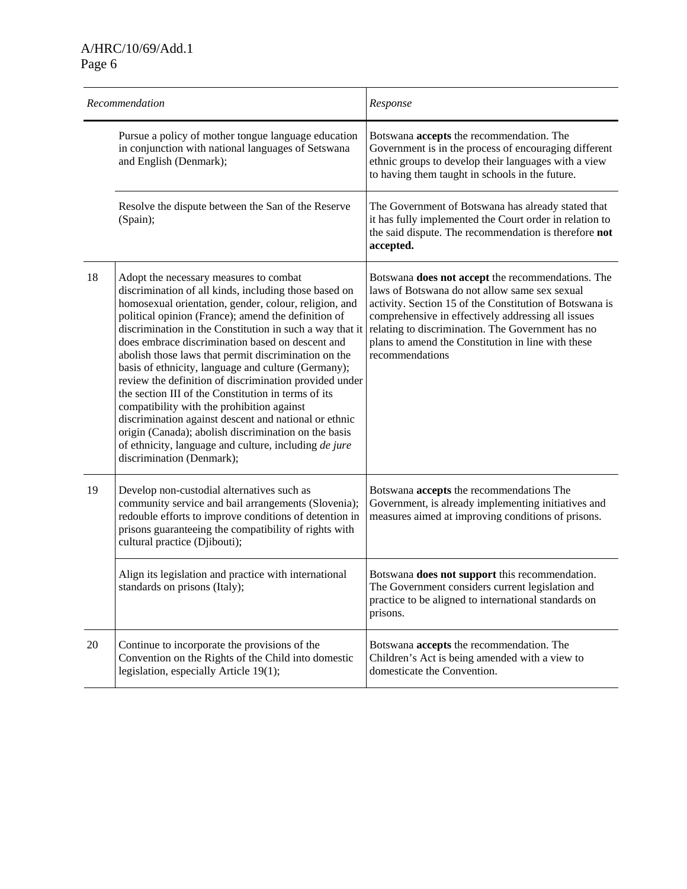| | Recommendation | Response |
|---|---|---|
| | Pursue a policy of mother tongue language education in conjunction with national languages of Setswana and English (Denmark); | Botswana **accepts** the recommendation. The Government is in the process of encouraging different ethnic groups to develop their languages with a view to having them taught in schools in the future. |
| | Resolve the dispute between the San of the Reserve (Spain); | The Government of Botswana has already stated that it has fully implemented the Court order in relation to the said dispute. The recommendation is therefore **not accepted.** |
| 18 | Adopt the necessary measures to combat discrimination of all kinds, including those based on homosexual orientation, gender, colour, religion, and political opinion (France); amend the definition of discrimination in the Constitution in such a way that it does embrace discrimination based on descent and abolish those laws that permit discrimination on the basis of ethnicity, language and culture (Germany); review the definition of discrimination provided under the section III of the Constitution in terms of its compatibility with the prohibition against discrimination against descent and national or ethnic origin (Canada); abolish discrimination on the basis of ethnicity, language and culture, including *de jure* discrimination (Denmark); | Botswana **does not accept** the recommendations. The laws of Botswana do not allow same sex sexual activity. Section 15 of the Constitution of Botswana is comprehensive in effectively addressing all issues relating to discrimination. The Government has no plans to amend the Constitution in line with these recommendations |
| 19 | Develop non-custodial alternatives such as community service and bail arrangements (Slovenia); redouble efforts to improve conditions of detention in prisons guaranteeing the compatibility of rights with cultural practice (Djibouti); | Botswana **accepts** the recommendations The Government, is already implementing initiatives and measures aimed at improving conditions of prisons. |
| | Align its legislation and practice with international standards on prisons (Italy); | Botswana **does not support** this recommendation. The Government considers current legislation and practice to be aligned to international standards on prisons. |
| 20 | Continue to incorporate the provisions of the Convention on the Rights of the Child into domestic legislation, especially Article 19(1); | Botswana **accepts** the recommendation. The Children's Act is being amended with a view to domesticate the Convention. |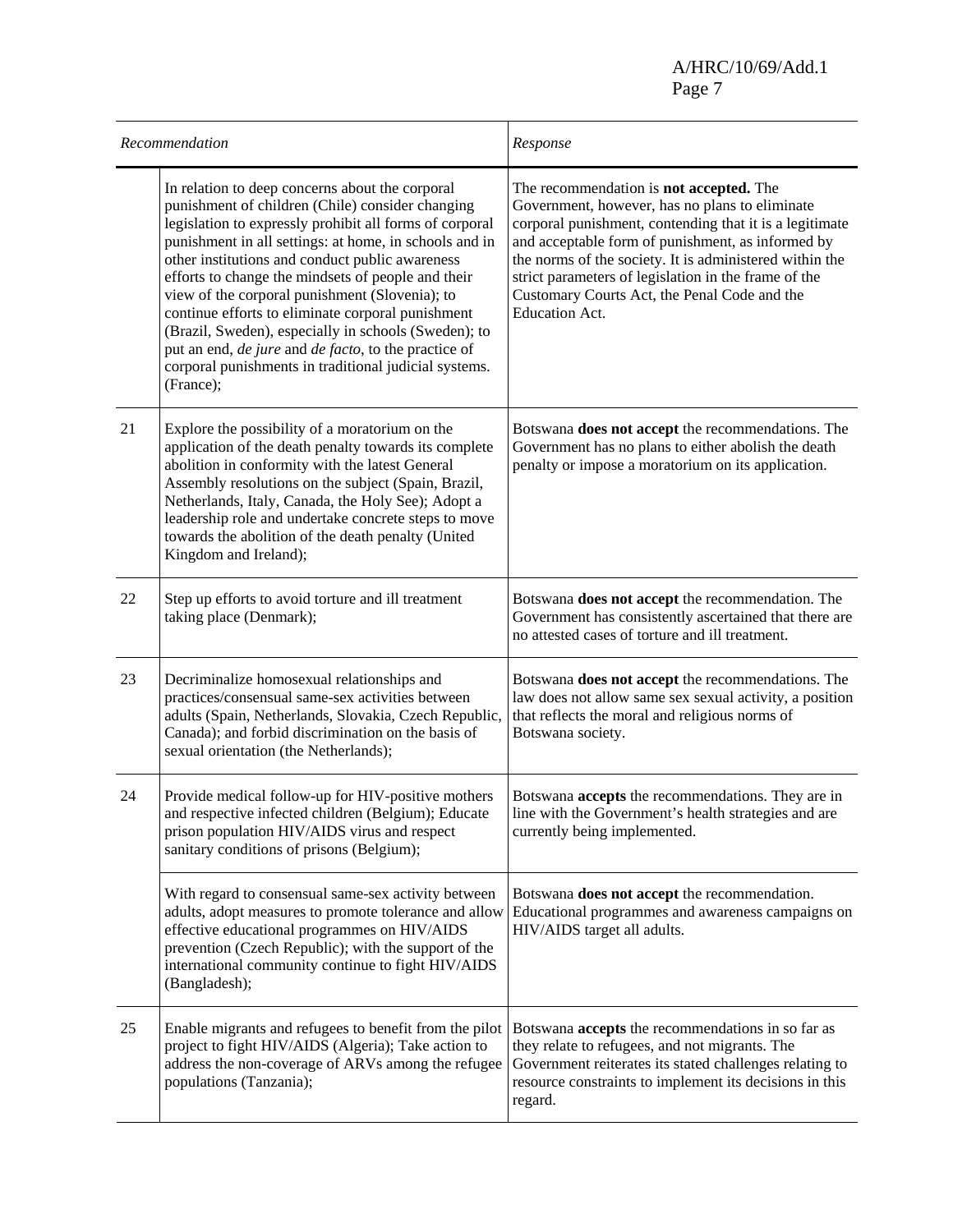| | Recommendation | Response |
|---|---|---|
| | In relation to deep concerns about the corporal punishment of children (Chile) consider changing legislation to expressly prohibit all forms of corporal punishment in all settings: at home, in schools and in other institutions and conduct public awareness efforts to change the mindsets of people and their view of the corporal punishment (Slovenia); to continue efforts to eliminate corporal punishment (Brazil, Sweden), especially in schools (Sweden); to put an end, *de jure* and *de facto*, to the practice of corporal punishments in traditional judicial systems. (France); | The recommendation is **not accepted.** The Government, however, has no plans to eliminate corporal punishment, contending that it is a legitimate and acceptable form of punishment, as informed by the norms of the society. It is administered within the strict parameters of legislation in the frame of the Customary Courts Act, the Penal Code and the Education Act. |
| 21 | Explore the possibility of a moratorium on the application of the death penalty towards its complete abolition in conformity with the latest General Assembly resolutions on the subject (Spain, Brazil, Netherlands, Italy, Canada, the Holy See); Adopt a leadership role and undertake concrete steps to move towards the abolition of the death penalty (United Kingdom and Ireland); | Botswana **does not accept** the recommendations. The Government has no plans to either abolish the death penalty or impose a moratorium on its application. |
| 22 | Step up efforts to avoid torture and ill treatment taking place (Denmark); | Botswana **does not accept** the recommendation. The Government has consistently ascertained that there are no attested cases of torture and ill treatment. |
| 23 | Decriminalize homosexual relationships and practices/consensual same-sex activities between adults (Spain, Netherlands, Slovakia, Czech Republic, Canada); and forbid discrimination on the basis of sexual orientation (the Netherlands); | Botswana **does not accept** the recommendations. The law does not allow same sex sexual activity, a position that reflects the moral and religious norms of Botswana society. |
| 24 | Provide medical follow-up for HIV-positive mothers and respective infected children (Belgium); Educate prison population HIV/AIDS virus and respect sanitary conditions of prisons (Belgium); | Botswana **accepts** the recommendations. They are in line with the Government's health strategies and are currently being implemented. |
| | With regard to consensual same-sex activity between adults, adopt measures to promote tolerance and allow effective educational programmes on HIV/AIDS prevention (Czech Republic); with the support of the international community continue to fight HIV/AIDS (Bangladesh); | Botswana **does not accept** the recommendation. Educational programmes and awareness campaigns on HIV/AIDS target all adults. |
| 25 | Enable migrants and refugees to benefit from the pilot project to fight HIV/AIDS (Algeria); Take action to address the non-coverage of ARVs among the refugee populations (Tanzania); | Botswana **accepts** the recommendations in so far as they relate to refugees, and not migrants. The Government reiterates its stated challenges relating to resource constraints to implement its decisions in this regard. |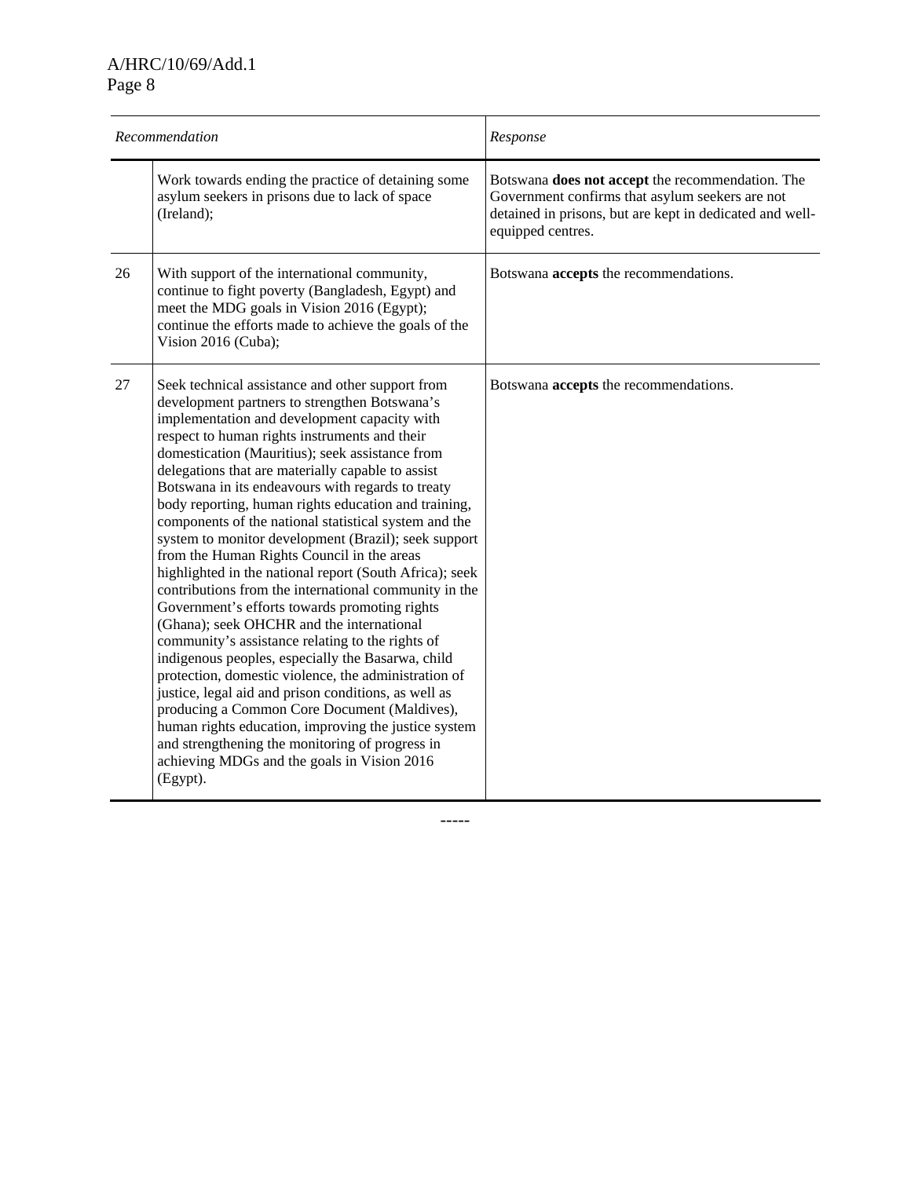| Recommendation | | Response |
|---|---|---|
| | Work towards ending the practice of detaining some asylum seekers in prisons due to lack of space (Ireland); | Botswana **does not accept** the recommendation. The Government confirms that asylum seekers are not detained in prisons, but are kept in dedicated and well-equipped centres. |
| 26 | With support of the international community, continue to fight poverty (Bangladesh, Egypt) and meet the MDG goals in Vision 2016 (Egypt); continue the efforts made to achieve the goals of the Vision 2016 (Cuba); | Botswana **accepts** the recommendations. |
| 27 | Seek technical assistance and other support from development partners to strengthen Botswana's implementation and development capacity with respect to human rights instruments and their domestication (Mauritius); seek assistance from delegations that are materially capable to assist Botswana in its endeavours with regards to treaty body reporting, human rights education and training, components of the national statistical system and the system to monitor development (Brazil); seek support from the Human Rights Council in the areas highlighted in the national report (South Africa); seek contributions from the international community in the Government's efforts towards promoting rights (Ghana); seek OHCHR and the international community's assistance relating to the rights of indigenous peoples, especially the Basarwa, child protection, domestic violence, the administration of justice, legal aid and prison conditions, as well as producing a Common Core Document (Maldives), human rights education, improving the justice system and strengthening the monitoring of progress in achieving MDGs and the goals in Vision 2016 (Egypt). | Botswana **accepts** the recommendations. |

-----